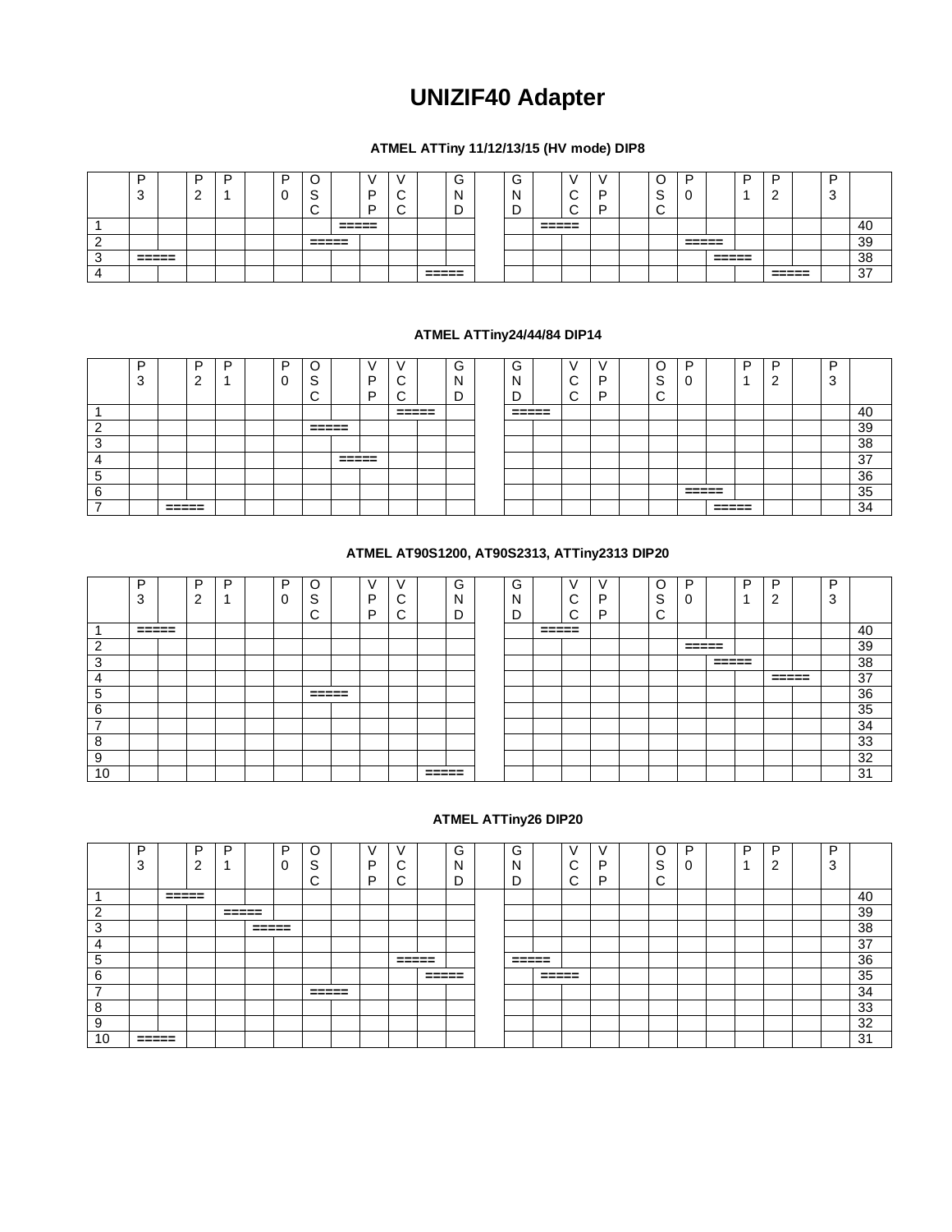# UNIZIF40 Adapter

### ATMEL ATTiny 11/12/13/15 (HV mode) DIP8

| | P3 | | P2 | P1 | | P0 | OSC | | VPP | VCC | | GND | | GND | | VCC | VPP | | OSC | P0 | | P1 | P2 | | P3 | |
|---|---|---|---|---|---|---|---|---|---|---|---|---|---|---|---|---|---|---|---|---|---|---|---|---|---|---|
| 1 | | | | | | | | ===== | | | | | | | ===== | | | | | | | | | | | 40 |
| 2 | | | | | | | ===== | | | | | | | | | | | | | ===== | | | | | | 39 |
| 3 | ===== | | | | | | | | | | | | | | | | | | | | ===== | | | | | 38 |
| 4 | | | | | | | | | | | ===== | | | | | | | | | | | | ===== | | | 37 |

### ATMEL ATTiny24/44/84 DIP14

| | P3 | | P2 | P1 | | P0 | OSC | | VPP | VCC | | GND | | GND | | VCC | VPP | | OSC | P0 | | P1 | P2 | | P3 | |
|---|---|---|---|---|---|---|---|---|---|---|---|---|---|---|---|---|---|---|---|---|---|---|---|---|---|---|
| 1 | | | | | | | | | | ===== | | | | ===== | | | | | | | | | | | | 40 |
| 2 | | | | | | | ===== | | | | | | | | | | | | | | | | | | | 39 |
| 3 | | | | | | | | | | | | | | | | | | | | | | | | | | 38 |
| 4 | | | | | | | | ===== | | | | | | | | | | | | | | | | | | 37 |
| 5 | | | | | | | | | | | | | | | | | | | | | | | | | | 36 |
| 6 | | | | | | | | | | | | | | | | | | | | ===== | | | | | | 35 |
| 7 | | ===== | | | | | | | | | | | | | | | | | | | ===== | | | | | 34 |

### ATMEL AT90S1200, AT90S2313, ATTiny2313 DIP20

| | P3 | | P2 | P1 | | P0 | OSC | | VPP | VCC | | GND | | GND | | VCC | VPP | | OSC | P0 | | P1 | P2 | | P3 | |
|---|---|---|---|---|---|---|---|---|---|---|---|---|---|---|---|---|---|---|---|---|---|---|---|---|---|---|
| 1 | ===== | | | | | | | | | | | | | | ===== | | | | | | | | | | | 40 |
| 2 | | | | | | | | | | | | | | | | | | | | ===== | | | | | | 39 |
| 3 | | | | | | | | | | | | | | | | | | | | | ===== | | | | | 38 |
| 4 | | | | | | | | | | | | | | | | | | | | | | | ===== | | | 37 |
| 5 | | | | | | | ===== | | | | | | | | | | | | | | | | | | | 36 |
| 6 | | | | | | | | | | | | | | | | | | | | | | | | | | 35 |
| 7 | | | | | | | | | | | | | | | | | | | | | | | | | | 34 |
| 8 | | | | | | | | | | | | | | | | | | | | | | | | | | 33 |
| 9 | | | | | | | | | | | | | | | | | | | | | | | | | | 32 |
| 10 | | | | | | | | | | | ===== | | | | | | | | | | | | | | | 31 |

### ATMEL ATTiny26 DIP20

| | P3 | | P2 | P1 | | P0 | OSC | | VPP | VCC | | GND | | GND | | VCC | VPP | | OSC | P0 | | P1 | P2 | | P3 | |
|---|---|---|---|---|---|---|---|---|---|---|---|---|---|---|---|---|---|---|---|---|---|---|---|---|---|---|
| 1 | | ===== | | | | | | | | | | | | | | | | | | | | | | | | 40 |
| 2 | | | | ===== | | | | | | | | | | | | | | | | | | | | | | 39 |
| 3 | | | | | ===== | | | | | | | | | | | | | | | | | | | | | 38 |
| 4 | | | | | | | | | | | | | | | | | | | | | | | | | | 37 |
| 5 | | | | | | | | | | ===== | | | | ===== | | | | | | | | | | | | 36 |
| 6 | | | | | | | | | | | ===== | | | | ===== | | | | | | | | | | | 35 |
| 7 | | | | | | | ===== | | | | | | | | | | | | | | | | | | | 34 |
| 8 | | | | | | | | | | | | | | | | | | | | | | | | | | 33 |
| 9 | | | | | | | | | | | | | | | | | | | | | | | | | | 32 |
| 10 | ===== | | | | | | | | | | | | | | | | | | | | | | | | | 31 |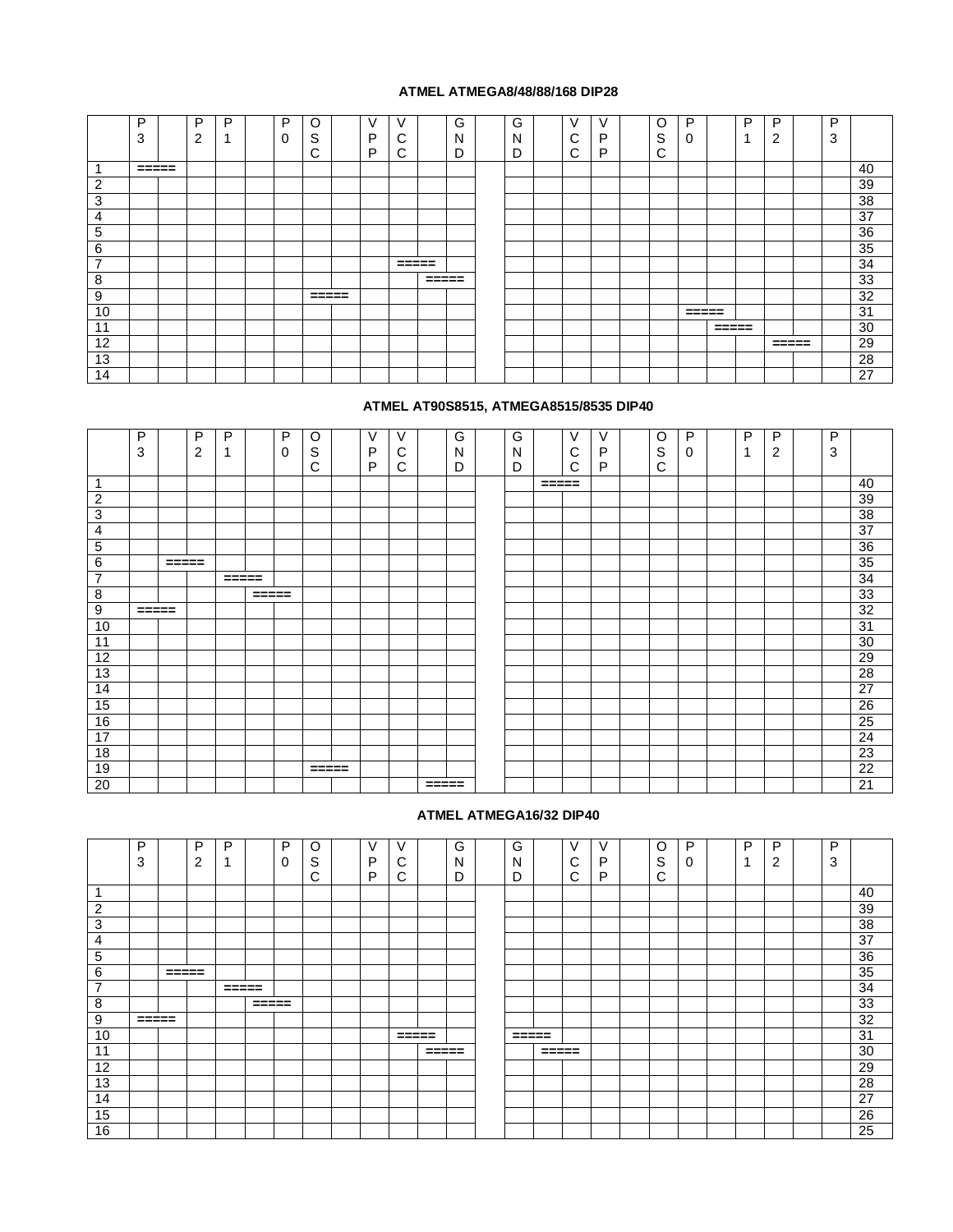### ATMEL ATMEGA8/48/88/168 DIP28

| | P3 | | P2 | P1 | | P0 | OSC | | VPP | VCC | | GND | | GND | | VCC | VPP | | OSC | P0 | | P1 | P2 | | P3 | |
|---|---|---|---|---|---|---|---|---|---|---|---|---|---|---|---|---|---|---|---|---|---|---|---|---|---|---|
| 1 | ===== | | | | | | | | | | | | | | | | | | | | | | | | | 40 |
| 2 | | | | | | | | | | | | | | | | | | | | | | | | | | 39 |
| 3 | | | | | | | | | | | | | | | | | | | | | | | | | | 38 |
| 4 | | | | | | | | | | | | | | | | | | | | | | | | | | 37 |
| 5 | | | | | | | | | | | | | | | | | | | | | | | | | | 36 |
| 6 | | | | | | | | | | | | | | | | | | | | | | | | | | 35 |
| 7 | | | | | | | | | | ===== | | | | | | | | | | | | | | | | 34 |
| 8 | | | | | | | | | | | ===== | | | | | | | | | | | | | | | 33 |
| 9 | | | | | | | ===== | | | | | | | | | | | | | | | | | | | 32 |
| 10 | | | | | | | | | | | | | | | | | | | | ===== | | | | | | 31 |
| 11 | | | | | | | | | | | | | | | | | | | | | ===== | | | | | 30 |
| 12 | | | | | | | | | | | | | | | | | | | | | | | ===== | | | 29 |
| 13 | | | | | | | | | | | | | | | | | | | | | | | | | | 28 |
| 14 | | | | | | | | | | | | | | | | | | | | | | | | | | 27 |

### ATMEL AT90S8515, ATMEGA8515/8535 DIP40

| | P3 | | P2 | P1 | | P0 | OSC | | VPP | VCC | | GND | | GND | | VCC | VPP | | OSC | P0 | | P1 | P2 | | P3 | |
|---|---|---|---|---|---|---|---|---|---|---|---|---|---|---|---|---|---|---|---|---|---|---|---|---|---|---|
| 1 | | | | | | | | | | | | | | | ===== | | | | | | | | | | | 40 |
| 2 | | | | | | | | | | | | | | | | | | | | | | | | | | 39 |
| 3 | | | | | | | | | | | | | | | | | | | | | | | | | | 38 |
| 4 | | | | | | | | | | | | | | | | | | | | | | | | | | 37 |
| 5 | | | | | | | | | | | | | | | | | | | | | | | | | | 36 |
| 6 | | ===== | | | | | | | | | | | | | | | | | | | | | | | | 35 |
| 7 | | | | ===== | | | | | | | | | | | | | | | | | | | | | | 34 |
| 8 | | | | | ===== | | | | | | | | | | | | | | | | | | | | | 33 |
| 9 | ===== | | | | | | | | | | | | | | | | | | | | | | | | | 32 |
| 10 | | | | | | | | | | | | | | | | | | | | | | | | | | 31 |
| 11 | | | | | | | | | | | | | | | | | | | | | | | | | | 30 |
| 12 | | | | | | | | | | | | | | | | | | | | | | | | | | 29 |
| 13 | | | | | | | | | | | | | | | | | | | | | | | | | | 28 |
| 14 | | | | | | | | | | | | | | | | | | | | | | | | | | 27 |
| 15 | | | | | | | | | | | | | | | | | | | | | | | | | | 26 |
| 16 | | | | | | | | | | | | | | | | | | | | | | | | | | 25 |
| 17 | | | | | | | | | | | | | | | | | | | | | | | | | | 24 |
| 18 | | | | | | | | | | | | | | | | | | | | | | | | | | 23 |
| 19 | | | | | | | ===== | | | | | | | | | | | | | | | | | | | 22 |
| 20 | | | | | | | | | | | ===== | | | | | | | | | | | | | | | 21 |

### ATMEL ATMEGA16/32 DIP40

| | P3 | | P2 | P1 | | P0 | OSC | | VPP | VCC | | GND | | GND | | VCC | VPP | | OSC | P0 | | P1 | P2 | | P3 | |
|---|---|---|---|---|---|---|---|---|---|---|---|---|---|---|---|---|---|---|---|---|---|---|---|---|---|---|
| 1 | | | | | | | | | | | | | | | | | | | | | | | | | | 40 |
| 2 | | | | | | | | | | | | | | | | | | | | | | | | | | 39 |
| 3 | | | | | | | | | | | | | | | | | | | | | | | | | | 38 |
| 4 | | | | | | | | | | | | | | | | | | | | | | | | | | 37 |
| 5 | | | | | | | | | | | | | | | | | | | | | | | | | | 36 |
| 6 | | ===== | | | | | | | | | | | | | | | | | | | | | | | | 35 |
| 7 | | | | ===== | | | | | | | | | | | | | | | | | | | | | | 34 |
| 8 | | | | | ===== | | | | | | | | | | | | | | | | | | | | | 33 |
| 9 | ===== | | | | | | | | | | | | | | | | | | | | | | | | | 32 |
| 10 | | | | | | | | | | ===== | | | | ===== | | | | | | | | | | | | 31 |
| 11 | | | | | | | | | | | ===== | | | | ===== | | | | | | | | | | | 30 |
| 12 | | | | | | | | | | | | | | | | | | | | | | | | | | 29 |
| 13 | | | | | | | | | | | | | | | | | | | | | | | | | | 28 |
| 14 | | | | | | | | | | | | | | | | | | | | | | | | | | 27 |
| 15 | | | | | | | | | | | | | | | | | | | | | | | | | | 26 |
| 16 | | | | | | | | | | | | | | | | | | | | | | | | | | 25 |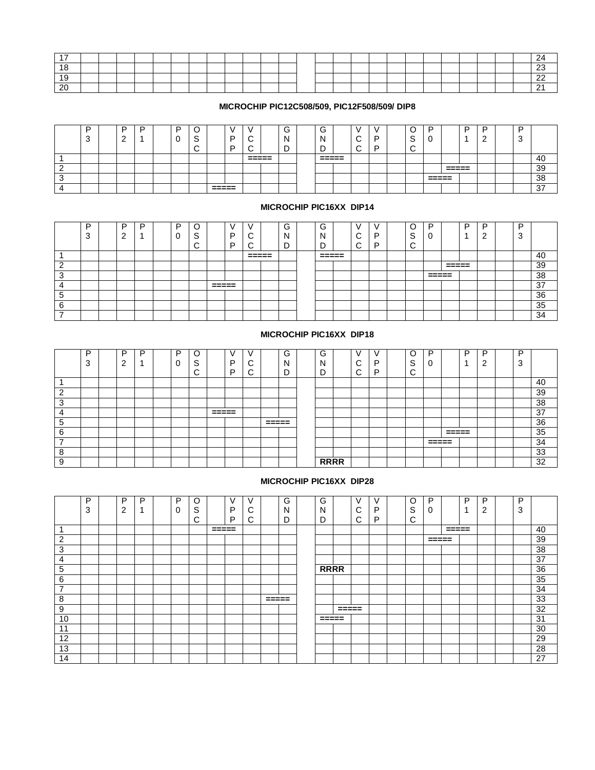| | | | | | | | | | | | | | | | | | | | | | | | | | | |
|---|---|---|---|---|---|---|---|---|---|---|---|---|---|---|---|---|---|---|---|---|---|---|---|---|---|---|
| 17 | | | | | | | | | | | | | | | | | | | | | | | | | | 24 |
| 18 | | | | | | | | | | | | | | | | | | | | | | | | | | 23 |
| 19 | | | | | | | | | | | | | | | | | | | | | | | | | | 22 |
| 20 | | | | | | | | | | | | | | | | | | | | | | | | | | 21 |

**MICROCHIP PIC12C508/509, PIC12F508/509/ DIP8**

| | P3 | | P2 | P1 | | P0 | OSC | | VPP | VCC | | GND | | GND | | VCC | VPP | | OSC | P0 | | P1 | P2 | | P3 | |
|---|---|---|---|---|---|---|---|---|---|---|---|---|---|---|---|---|---|---|---|---|---|---|---|---|---|---|
| 1 | | | | | | | | | | ===== | | | | ===== | | | | | | | | | | | | 40 |
| 2 | | | | | | | | | | | | | | | | | | | | | ===== | | | | | 39 |
| 3 | | | | | | | | | | | | | | | | | | | | ===== | | | | | | 38 |
| 4 | | | | | | | | ===== | | | | | | | | | | | | | | | | | | 37 |

**MICROCHIP PIC16XX DIP14**

| | P3 | | P2 | P1 | | P0 | OSC | | VPP | VCC | | GND | | GND | | VCC | VPP | | OSC | P0 | | P1 | P2 | | P3 | |
|---|---|---|---|---|---|---|---|---|---|---|---|---|---|---|---|---|---|---|---|---|---|---|---|---|---|---|
| 1 | | | | | | | | | | ===== | | | | ===== | | | | | | | | | | | | 40 |
| 2 | | | | | | | | | | | | | | | | | | | | | ===== | | | | | 39 |
| 3 | | | | | | | | | | | | | | | | | | | | ===== | | | | | | 38 |
| 4 | | | | | | | | ===== | | | | | | | | | | | | | | | | | | 37 |
| 5 | | | | | | | | | | | | | | | | | | | | | | | | | | 36 |
| 6 | | | | | | | | | | | | | | | | | | | | | | | | | | 35 |
| 7 | | | | | | | | | | | | | | | | | | | | | | | | | | 34 |

**MICROCHIP PIC16XX DIP18**

| | P3 | | P2 | P1 | | P0 | OSC | | VPP | VCC | | GND | | GND | | VCC | VPP | | OSC | P0 | | P1 | P2 | | P3 | |
|---|---|---|---|---|---|---|---|---|---|---|---|---|---|---|---|---|---|---|---|---|---|---|---|---|---|---|
| 1 | | | | | | | | | | | | | | | | | | | | | | | | | | 40 |
| 2 | | | | | | | | | | | | | | | | | | | | | | | | | | 39 |
| 3 | | | | | | | | | | | | | | | | | | | | | | | | | | 38 |
| 4 | | | | | | | | ===== | | | | | | | | | | | | | | | | | | 37 |
| 5 | | | | | | | | | | | ===== | | | | | | | | | | | | | | | 36 |
| 6 | | | | | | | | | | | | | | | | | | | | | ===== | | | | | 35 |
| 7 | | | | | | | | | | | | | | | | | | | | ===== | | | | | | 34 |
| 8 | | | | | | | | | | | | | | | | | | | | | | | | | | 33 |
| 9 | | | | | | | | | | | | | | **RRRR** | | | | | | | | | | | | 32 |

**MICROCHIP PIC16XX DIP28**

| | P3 | | P2 | P1 | | P0 | OSC | | VPP | VCC | | GND | | GND | | VCC | VPP | | OSC | P0 | | P1 | P2 | | P3 | |
|---|---|---|---|---|---|---|---|---|---|---|---|---|---|---|---|---|---|---|---|---|---|---|---|---|---|---|
| 1 | | | | | | | | ===== | | | | | | | | | | | | | ===== | | | | | 40 |
| 2 | | | | | | | | | | | | | | | | | | | | ===== | | | | | | 39 |
| 3 | | | | | | | | | | | | | | | | | | | | | | | | | | 38 |
| 4 | | | | | | | | | | | | | | | | | | | | | | | | | | 37 |
| 5 | | | | | | | | | | | | | | **RRRR** | | | | | | | | | | | | 36 |
| 6 | | | | | | | | | | | | | | | | | | | | | | | | | | 35 |
| 7 | | | | | | | | | | | | | | | | | | | | | | | | | | 34 |
| 8 | | | | | | | | | | | ===== | | | | | | | | | | | | | | | 33 |
| 9 | | | | | | | | | | | | | | | ===== | | | | | | | | | | | 32 |
| 10 | | | | | | | | | | | | | | ===== | | | | | | | | | | | | 31 |
| 11 | | | | | | | | | | | | | | | | | | | | | | | | | | 30 |
| 12 | | | | | | | | | | | | | | | | | | | | | | | | | | 29 |
| 13 | | | | | | | | | | | | | | | | | | | | | | | | | | 28 |
| 14 | | | | | | | | | | | | | | | | | | | | | | | | | | 27 |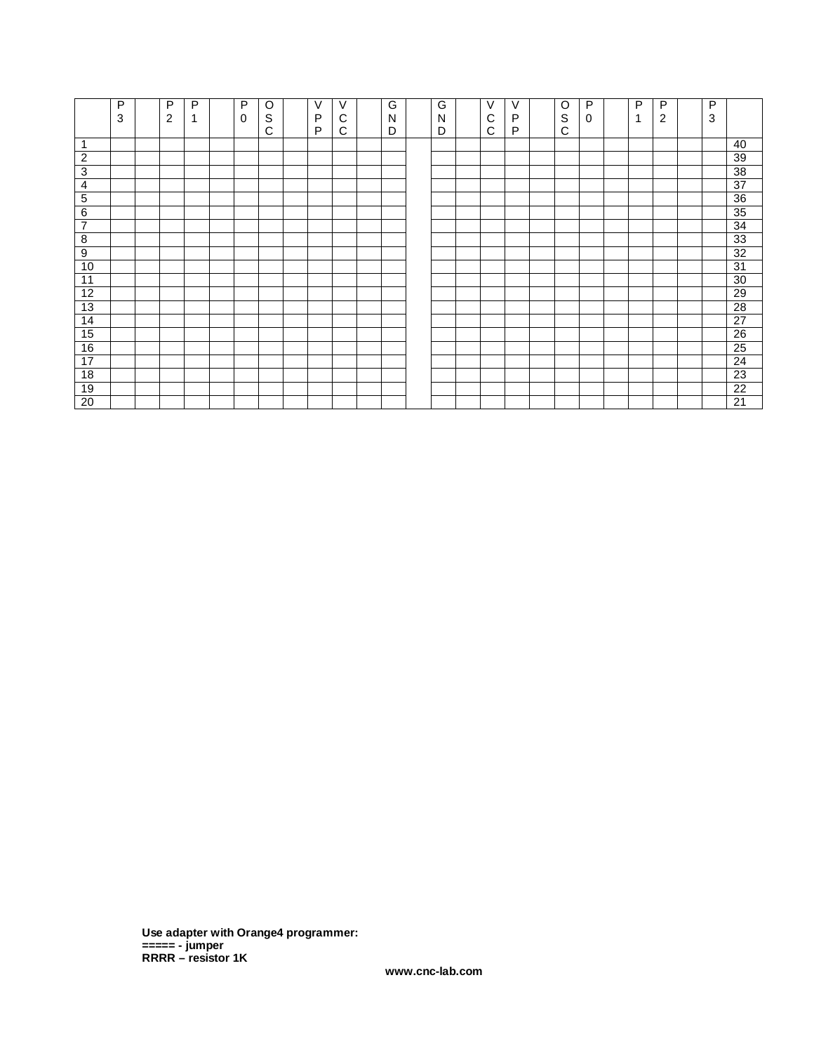| | P3 | | P2 | P1 | | P0 | OSC | | VPP | VCC | | GND | | GND | | VCC | VPP | | OSC | P0 | | P1 | P2 | | P3 | |
|---|---|---|---|---|---|---|---|---|---|---|---|---|---|---|---|---|---|---|---|---|---|---|---|---|---|---|
| 1 | | | | | | | | | | | | | | | | | | | | | | | | | | 40 |
| 2 | | | | | | | | | | | | | | | | | | | | | | | | | | 39 |
| 3 | | | | | | | | | | | | | | | | | | | | | | | | | | 38 |
| 4 | | | | | | | | | | | | | | | | | | | | | | | | | | 37 |
| 5 | | | | | | | | | | | | | | | | | | | | | | | | | | 36 |
| 6 | | | | | | | | | | | | | | | | | | | | | | | | | | 35 |
| 7 | | | | | | | | | | | | | | | | | | | | | | | | | | 34 |
| 8 | | | | | | | | | | | | | | | | | | | | | | | | | | 33 |
| 9 | | | | | | | | | | | | | | | | | | | | | | | | | | 32 |
| 10 | | | | | | | | | | | | | | | | | | | | | | | | | | 31 |
| 11 | | | | | | | | | | | | | | | | | | | | | | | | | | 30 |
| 12 | | | | | | | | | | | | | | | | | | | | | | | | | | 29 |
| 13 | | | | | | | | | | | | | | | | | | | | | | | | | | 28 |
| 14 | | | | | | | | | | | | | | | | | | | | | | | | | | 27 |
| 15 | | | | | | | | | | | | | | | | | | | | | | | | | | 26 |
| 16 | | | | | | | | | | | | | | | | | | | | | | | | | | 25 |
| 17 | | | | | | | | | | | | | | | | | | | | | | | | | | 24 |
| 18 | | | | | | | | | | | | | | | | | | | | | | | | | | 23 |
| 19 | | | | | | | | | | | | | | | | | | | | | | | | | | 22 |
| 20 | | | | | | | | | | | | | | | | | | | | | | | | | | 21 |

**Use adapter with Orange4 programmer:**
**===== - jumper**
**RRRR – resistor 1K**

**www.cnc-lab.com**